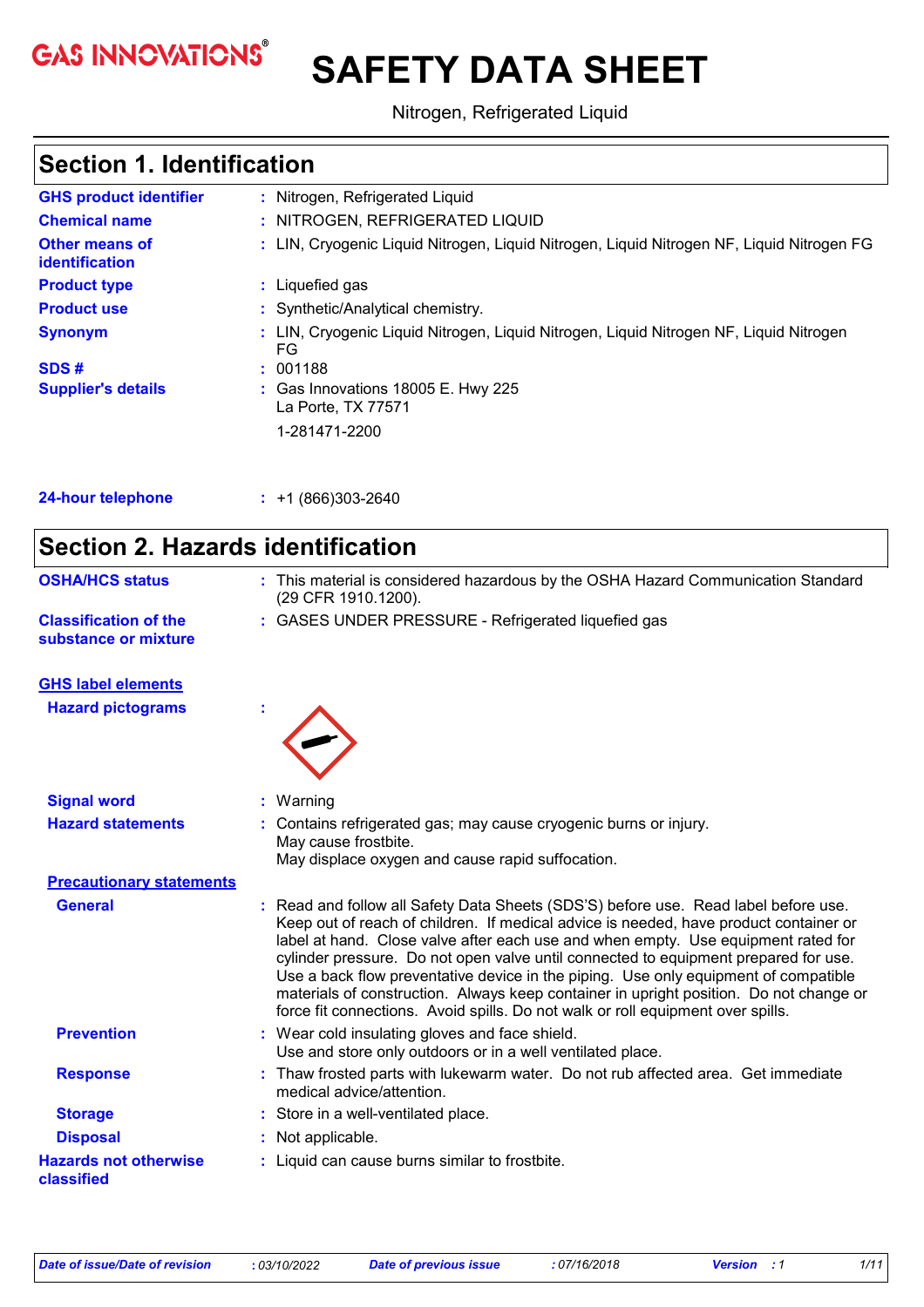# SAFETY DATA SHEET

Nitrogen, Refrigerated Liquid

## Section 1. Identification

**GHS product identifier** : Nitrogen, Refrigerated Liquid

**Chemical name** : NITROGEN, REFRIGERATED LIQUID

**Other means of identification** : LIN, Cryogenic Liquid Nitrogen, Liquid Nitrogen, Liquid Nitrogen NF, Liquid Nitrogen FG

**Product type** : Liquefied gas

**Product use** : Synthetic/Analytical chemistry.

**Synonym** : LIN, Cryogenic Liquid Nitrogen, Liquid Nitrogen, Liquid Nitrogen NF, Liquid Nitrogen FG

**SDS #** : 001188

**Supplier's details** : Gas Innovations 18005 E. Hwy 225
La Porte, TX 77571

1-281471-2200

**24-hour telephone** : +1 (866)303-2640

## Section 2. Hazards identification

**OSHA/HCS status** : This material is considered hazardous by the OSHA Hazard Communication Standard (29 CFR 1910.1200).

**Classification of the substance or mixture** : GASES UNDER PRESSURE - Refrigerated liquefied gas

### GHS label elements

**Hazard pictograms** :

**Signal word** : Warning

**Hazard statements** : Contains refrigerated gas; may cause cryogenic burns or injury.
May cause frostbite.
May displace oxygen and cause rapid suffocation.

### Precautionary statements

**General** : Read and follow all Safety Data Sheets (SDS'S) before use. Read label before use. Keep out of reach of children. If medical advice is needed, have product container or label at hand. Close valve after each use and when empty. Use equipment rated for cylinder pressure. Do not open valve until connected to equipment prepared for use. Use a back flow preventative device in the piping. Use only equipment of compatible materials of construction. Always keep container in upright position. Do not change or force fit connections. Avoid spills. Do not walk or roll equipment over spills.

**Prevention** : Wear cold insulating gloves and face shield.
Use and store only outdoors or in a well ventilated place.

**Response** : Thaw frosted parts with lukewarm water. Do not rub affected area. Get immediate medical advice/attention.

**Storage** : Store in a well-ventilated place.

**Disposal** : Not applicable.

**Hazards not otherwise classified** : Liquid can cause burns similar to frostbite.

*Date of issue/Date of revision* : 03/10/2022 *Date of previous issue* : 07/16/2018 *Version* : 1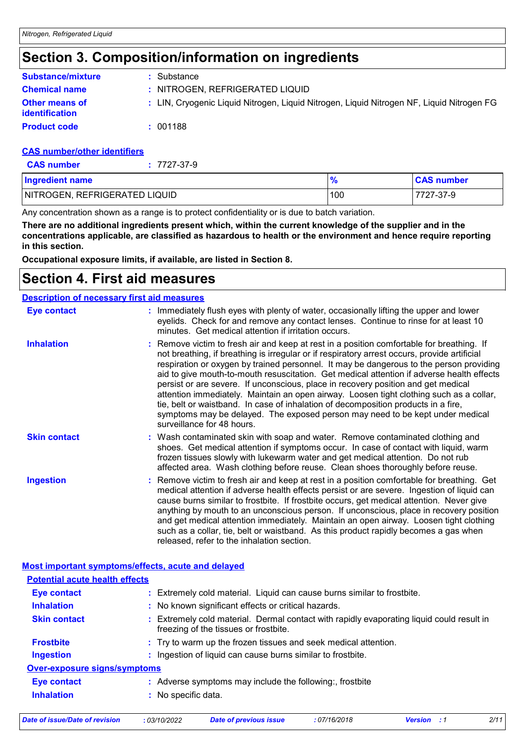# Section 3. Composition/information on ingredients

**Substance/mixture** : Substance

**Chemical name** : NITROGEN, REFRIGERATED LIQUID

**Other means of identification** : LIN, Cryogenic Liquid Nitrogen, Liquid Nitrogen, Liquid Nitrogen NF, Liquid Nitrogen FG

**Product code** : 001188

**CAS number/other identifiers**

**CAS number** : 7727-37-9

| Ingredient name | % | CAS number |
|---|---|---|
| NITROGEN, REFRIGERATED LIQUID | 100 | 7727-37-9 |

Any concentration shown as a range is to protect confidentiality or is due to batch variation.

**There are no additional ingredients present which, within the current knowledge of the supplier and in the concentrations applicable, are classified as hazardous to health or the environment and hence require reporting in this section.**

**Occupational exposure limits, if available, are listed in Section 8.**

# Section 4. First aid measures

**Description of necessary first aid measures**

**Eye contact** : Immediately flush eyes with plenty of water, occasionally lifting the upper and lower eyelids. Check for and remove any contact lenses. Continue to rinse for at least 10 minutes. Get medical attention if irritation occurs.

**Inhalation** : Remove victim to fresh air and keep at rest in a position comfortable for breathing. If not breathing, if breathing is irregular or if respiratory arrest occurs, provide artificial respiration or oxygen by trained personnel. It may be dangerous to the person providing aid to give mouth-to-mouth resuscitation. Get medical attention if adverse health effects persist or are severe. If unconscious, place in recovery position and get medical attention immediately. Maintain an open airway. Loosen tight clothing such as a collar, tie, belt or waistband. In case of inhalation of decomposition products in a fire, symptoms may be delayed. The exposed person may need to be kept under medical surveillance for 48 hours.

**Skin contact** : Wash contaminated skin with soap and water. Remove contaminated clothing and shoes. Get medical attention if symptoms occur. In case of contact with liquid, warm frozen tissues slowly with lukewarm water and get medical attention. Do not rub affected area. Wash clothing before reuse. Clean shoes thoroughly before reuse.

**Ingestion** : Remove victim to fresh air and keep at rest in a position comfortable for breathing. Get medical attention if adverse health effects persist or are severe. Ingestion of liquid can cause burns similar to frostbite. If frostbite occurs, get medical attention. Never give anything by mouth to an unconscious person. If unconscious, place in recovery position and get medical attention immediately. Maintain an open airway. Loosen tight clothing such as a collar, tie, belt or waistband. As this product rapidly becomes a gas when released, refer to the inhalation section.

**Most important symptoms/effects, acute and delayed**

**Potential acute health effects**

**Eye contact** : Extremely cold material. Liquid can cause burns similar to frostbite.

**Inhalation** : No known significant effects or critical hazards.

**Skin contact** : Extremely cold material. Dermal contact with rapidly evaporating liquid could result in freezing of the tissues or frostbite.

**Frostbite** : Try to warm up the frozen tissues and seek medical attention.

**Ingestion** : Ingestion of liquid can cause burns similar to frostbite.

**Over-exposure signs/symptoms**

**Eye contact** : Adverse symptoms may include the following:, frostbite

**Inhalation** : No specific data.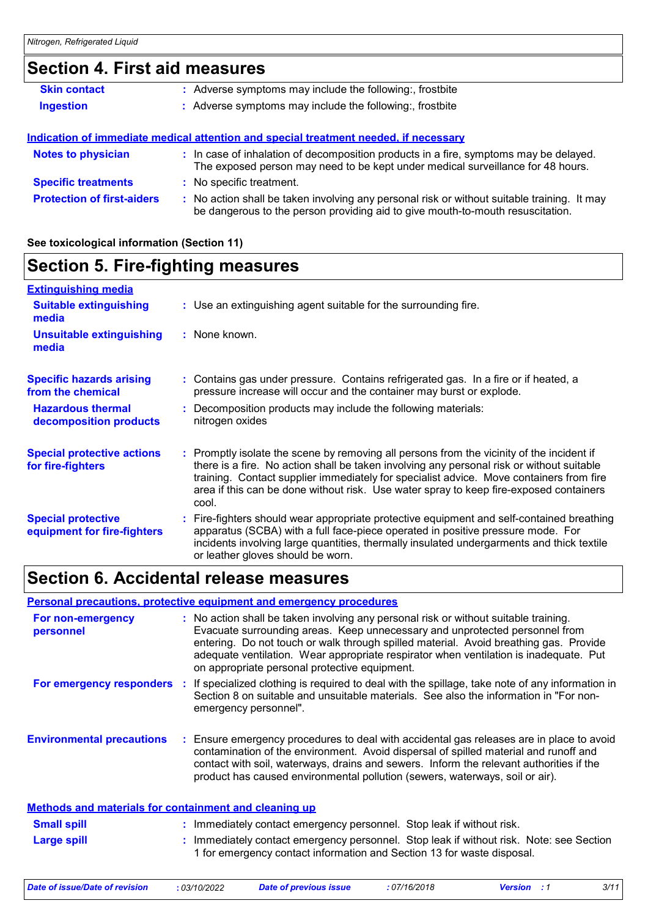## Section 4. First aid measures

| | |
|---|---|
| **Skin contact** | : Adverse symptoms may include the following:, frostbite |
| **Ingestion** | : Adverse symptoms may include the following:, frostbite |

**Indication of immediate medical attention and special treatment needed, if necessary**

| | |
|---|---|
| **Notes to physician** | : In case of inhalation of decomposition products in a fire, symptoms may be delayed. The exposed person may need to be kept under medical surveillance for 48 hours. |
| **Specific treatments** | : No specific treatment. |
| **Protection of first-aiders** | : No action shall be taken involving any personal risk or without suitable training. It may be dangerous to the person providing aid to give mouth-to-mouth resuscitation. |

**See toxicological information (Section 11)**

## Section 5. Fire-fighting measures

**Extinguishing media**

| | |
|---|---|
| **Suitable extinguishing media** | : Use an extinguishing agent suitable for the surrounding fire. |
| **Unsuitable extinguishing media** | : None known. |
| **Specific hazards arising from the chemical** | : Contains gas under pressure. Contains refrigerated gas. In a fire or if heated, a pressure increase will occur and the container may burst or explode. |
| **Hazardous thermal decomposition products** | : Decomposition products may include the following materials: nitrogen oxides |
| **Special protective actions for fire-fighters** | : Promptly isolate the scene by removing all persons from the vicinity of the incident if there is a fire. No action shall be taken involving any personal risk or without suitable training. Contact supplier immediately for specialist advice. Move containers from fire area if this can be done without risk. Use water spray to keep fire-exposed containers cool. |
| **Special protective equipment for fire-fighters** | : Fire-fighters should wear appropriate protective equipment and self-contained breathing apparatus (SCBA) with a full face-piece operated in positive pressure mode. For incidents involving large quantities, thermally insulated undergarments and thick textile or leather gloves should be worn. |

## Section 6. Accidental release measures

**Personal precautions, protective equipment and emergency procedures**

| | |
|---|---|
| **For non-emergency personnel** | : No action shall be taken involving any personal risk or without suitable training. Evacuate surrounding areas. Keep unnecessary and unprotected personnel from entering. Do not touch or walk through spilled material. Avoid breathing gas. Provide adequate ventilation. Wear appropriate respirator when ventilation is inadequate. Put on appropriate personal protective equipment. |
| **For emergency responders** | : If specialized clothing is required to deal with the spillage, take note of any information in Section 8 on suitable and unsuitable materials. See also the information in "For non-emergency personnel". |
| **Environmental precautions** | : Ensure emergency procedures to deal with accidental gas releases are in place to avoid contamination of the environment. Avoid dispersal of spilled material and runoff and contact with soil, waterways, drains and sewers. Inform the relevant authorities if the product has caused environmental pollution (sewers, waterways, soil or air). |

**Methods and materials for containment and cleaning up**

| | |
|---|---|
| **Small spill** | : Immediately contact emergency personnel. Stop leak if without risk. |
| **Large spill** | : Immediately contact emergency personnel. Stop leak if without risk. Note: see Section 1 for emergency contact information and Section 13 for waste disposal. |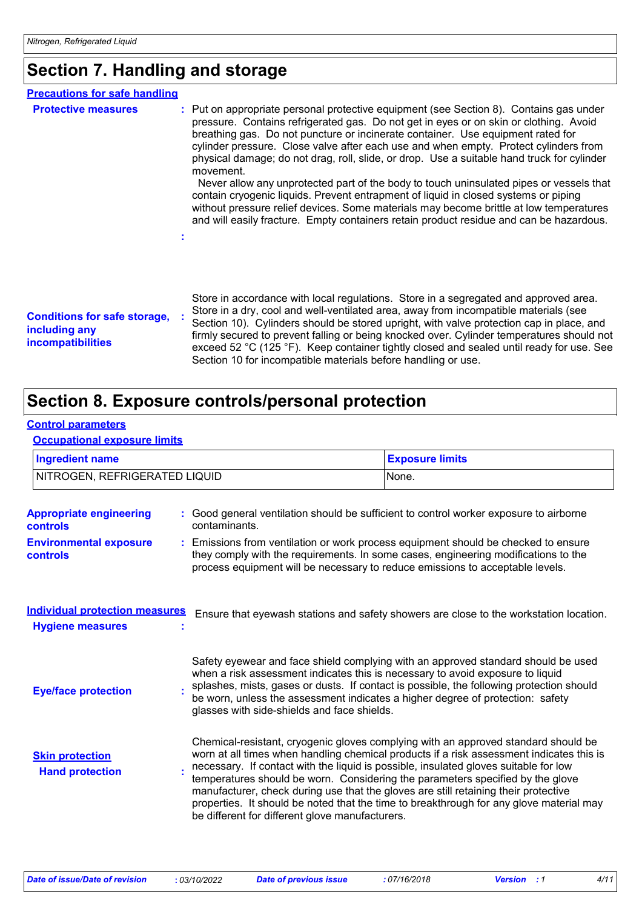## Section 7. Handling and storage

**Precautions for safe handling**

**Protective measures** : Put on appropriate personal protective equipment (see Section 8). Contains gas under pressure. Contains refrigerated gas. Do not get in eyes or on skin or clothing. Avoid breathing gas. Do not puncture or incinerate container. Use equipment rated for cylinder pressure. Close valve after each use and when empty. Protect cylinders from physical damage; do not drag, roll, slide, or drop. Use a suitable hand truck for cylinder movement.
Never allow any unprotected part of the body to touch uninsulated pipes or vessels that contain cryogenic liquids. Prevent entrapment of liquid in closed systems or piping without pressure relief devices. Some materials may become brittle at low temperatures and will easily fracture. Empty containers retain product residue and can be hazardous.

**Conditions for safe storage, including any incompatibilities** : Store in accordance with local regulations. Store in a segregated and approved area. Store in a dry, cool and well-ventilated area, away from incompatible materials (see Section 10). Cylinders should be stored upright, with valve protection cap in place, and firmly secured to prevent falling or being knocked over. Cylinder temperatures should not exceed 52 °C (125 °F). Keep container tightly closed and sealed until ready for use. See Section 10 for incompatible materials before handling or use.

## Section 8. Exposure controls/personal protection

**Control parameters**

**Occupational exposure limits**

| Ingredient name | Exposure limits |
| --- | --- |
| NITROGEN, REFRIGERATED LIQUID | None. |

**Appropriate engineering controls** : Good general ventilation should be sufficient to control worker exposure to airborne contaminants.

**Environmental exposure controls** : Emissions from ventilation or work process equipment should be checked to ensure they comply with the requirements. In some cases, engineering modifications to the process equipment will be necessary to reduce emissions to acceptable levels.

**Individual protection measures**

**Hygiene measures** : Ensure that eyewash stations and safety showers are close to the workstation location.

**Eye/face protection** : Safety eyewear and face shield complying with an approved standard should be used when a risk assessment indicates this is necessary to avoid exposure to liquid splashes, mists, gases or dusts. If contact is possible, the following protection should be worn, unless the assessment indicates a higher degree of protection: safety glasses with side-shields and face shields.

**Skin protection**

**Hand protection** : Chemical-resistant, cryogenic gloves complying with an approved standard should be worn at all times when handling chemical products if a risk assessment indicates this is necessary. If contact with the liquid is possible, insulated gloves suitable for low temperatures should be worn. Considering the parameters specified by the glove manufacturer, check during use that the gloves are still retaining their protective properties. It should be noted that the time to breakthrough for any glove material may be different for different glove manufacturers.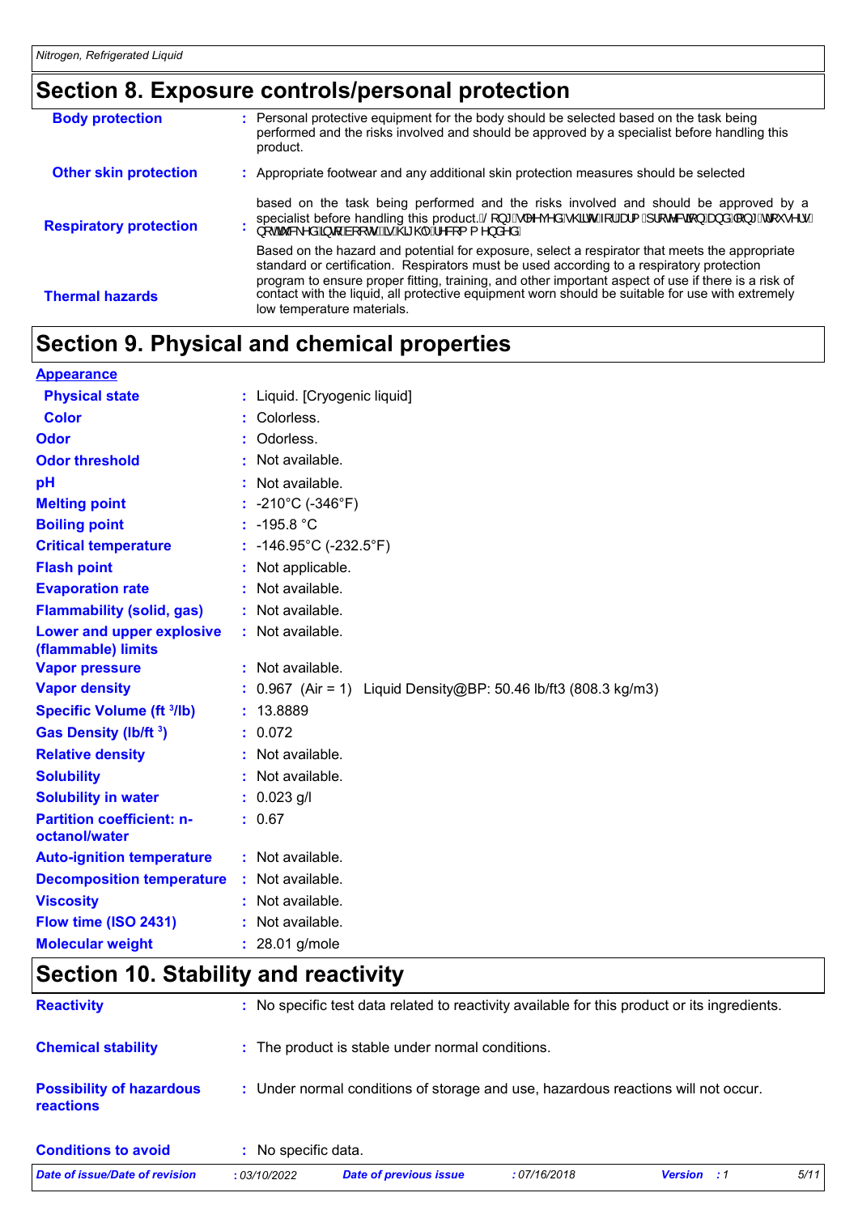## Section 8. Exposure controls/personal protection

**Body protection** : Personal protective equipment for the body should be selected based on the task being performed and the risks involved and should be approved by a specialist before handling this product.

**Other skin protection** : Appropriate footwear and any additional skin protection measures should be selected

based on the task being performed and the risks involved and should be approved by a specialist before handling this product. Long sleeved shirt for arm protection and long trousers not tucked into boots is highly recommended.

**Respiratory protection** :

Based on the hazard and potential for exposure, select a respirator that meets the appropriate standard or certification. Respirators must be used according to a respiratory protection program to ensure proper fitting, training, and other important aspect of use if there is a risk of contact with the liquid, all protective equipment worn should be suitable for use with extremely low temperature materials.

**Thermal hazards**

## Section 9. Physical and chemical properties

**Appearance**

| | | |
|---|---|---|
| **Physical state** | : | Liquid. [Cryogenic liquid] |
| **Color** | : | Colorless. |
| **Odor** | : | Odorless. |
| **Odor threshold** | : | Not available. |
| **pH** | : | Not available. |
| **Melting point** | : | -210°C (-346°F) |
| **Boiling point** | : | -195.8 °C |
| **Critical temperature** | : | -146.95°C (-232.5°F) |
| **Flash point** | : | Not applicable. |
| **Evaporation rate** | : | Not available. |
| **Flammability (solid, gas)** | : | Not available. |
| **Lower and upper explosive (flammable) limits** | : | Not available. |
| **Vapor pressure** | : | Not available. |
| **Vapor density** | : | 0.967 (Air = 1) Liquid Density@BP: 50.46 lb/ft3 (808.3 kg/m3) |
| **Specific Volume (ft $^3$/lb)** | : | 13.8889 |
| **Gas Density (lb/ft $^3$)** | : | 0.072 |
| **Relative density** | : | Not available. |
| **Solubility** | : | Not available. |
| **Solubility in water** | : | 0.023 g/l |
| **Partition coefficient: n-octanol/water** | : | 0.67 |
| **Auto-ignition temperature** | : | Not available. |
| **Decomposition temperature** | : | Not available. |
| **Viscosity** | : | Not available. |
| **Flow time (ISO 2431)** | : | Not available. |
| **Molecular weight** | : | 28.01 g/mole |

## Section 10. Stability and reactivity

**Reactivity** : No specific test data related to reactivity available for this product or its ingredients.

**Chemical stability** : The product is stable under normal conditions.

**Possibility of hazardous reactions** : Under normal conditions of storage and use, hazardous reactions will not occur.

**Conditions to avoid** : No specific data.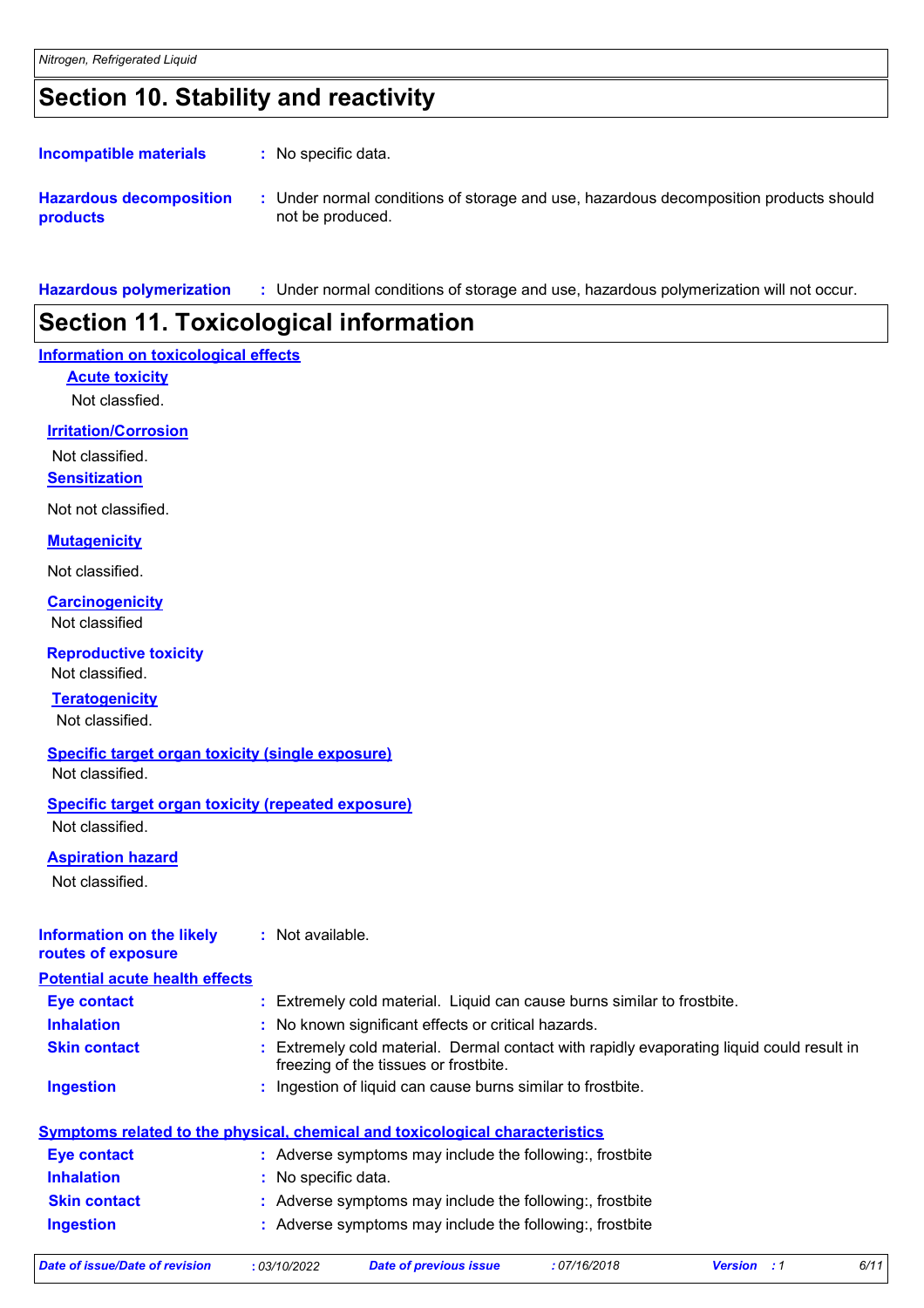## Section 10. Stability and reactivity

**Incompatible materials** : No specific data.

**Hazardous decomposition products** : Under normal conditions of storage and use, hazardous decomposition products should not be produced.

**Hazardous polymerization** : Under normal conditions of storage and use, hazardous polymerization will not occur.

## Section 11. Toxicological information

### Information on toxicological effects

**Acute toxicity**

Not classfied.

**Irritation/Corrosion**

Not classified.

**Sensitization**

Not not classified.

**Mutagenicity**

Not classified.

**Carcinogenicity**

Not classified

**Reproductive toxicity**

Not classified.

**Teratogenicity**

Not classified.

**Specific target organ toxicity (single exposure)**

Not classified.

**Specific target organ toxicity (repeated exposure)**

Not classified.

**Aspiration hazard**

Not classified.

**Information on the likely routes of exposure** : Not available.

### Potential acute health effects

**Eye contact** : Extremely cold material. Liquid can cause burns similar to frostbite.

**Inhalation** : No known significant effects or critical hazards.

**Skin contact** : Extremely cold material. Dermal contact with rapidly evaporating liquid could result in freezing of the tissues or frostbite.

**Ingestion** : Ingestion of liquid can cause burns similar to frostbite.

### Symptoms related to the physical, chemical and toxicological characteristics

**Eye contact** : Adverse symptoms may include the following:, frostbite

**Inhalation** : No specific data.

**Skin contact** : Adverse symptoms may include the following:, frostbite

**Ingestion** : Adverse symptoms may include the following:, frostbite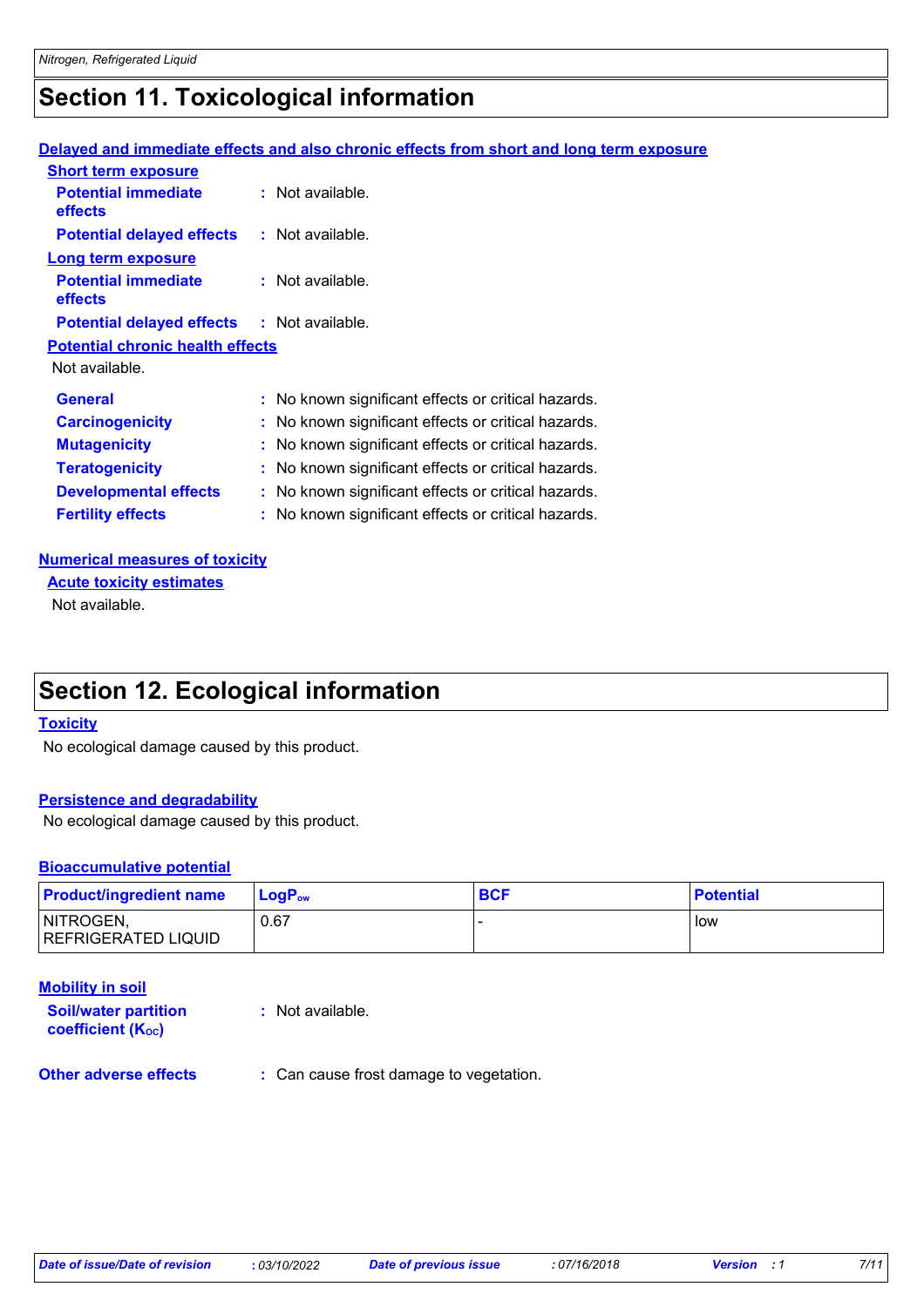## Section 11. Toxicological information

**Delayed and immediate effects and also chronic effects from short and long term exposure**

**Short term exposure**

**Potential immediate effects** : Not available.

**Potential delayed effects** : Not available.

**Long term exposure**

**Potential immediate effects** : Not available.

**Potential delayed effects** : Not available.

**Potential chronic health effects**

Not available.

**General** : No known significant effects or critical hazards.

**Carcinogenicity** : No known significant effects or critical hazards.

**Mutagenicity** : No known significant effects or critical hazards.

**Teratogenicity** : No known significant effects or critical hazards.

**Developmental effects** : No known significant effects or critical hazards.

**Fertility effects** : No known significant effects or critical hazards.

**Numerical measures of toxicity**

**Acute toxicity estimates**

Not available.

## Section 12. Ecological information

**Toxicity**

No ecological damage caused by this product.

**Persistence and degradability**

No ecological damage caused by this product.

**Bioaccumulative potential**

| Product/ingredient name | $LogP_{ow}$ | BCF | Potential |
| --- | --- | --- | --- |
| NITROGEN, REFRIGERATED LIQUID | 0.67 | - | low |

**Mobility in soil**

**Soil/water partition coefficient ($K_{OC}$)** : Not available.

**Other adverse effects** : Can cause frost damage to vegetation.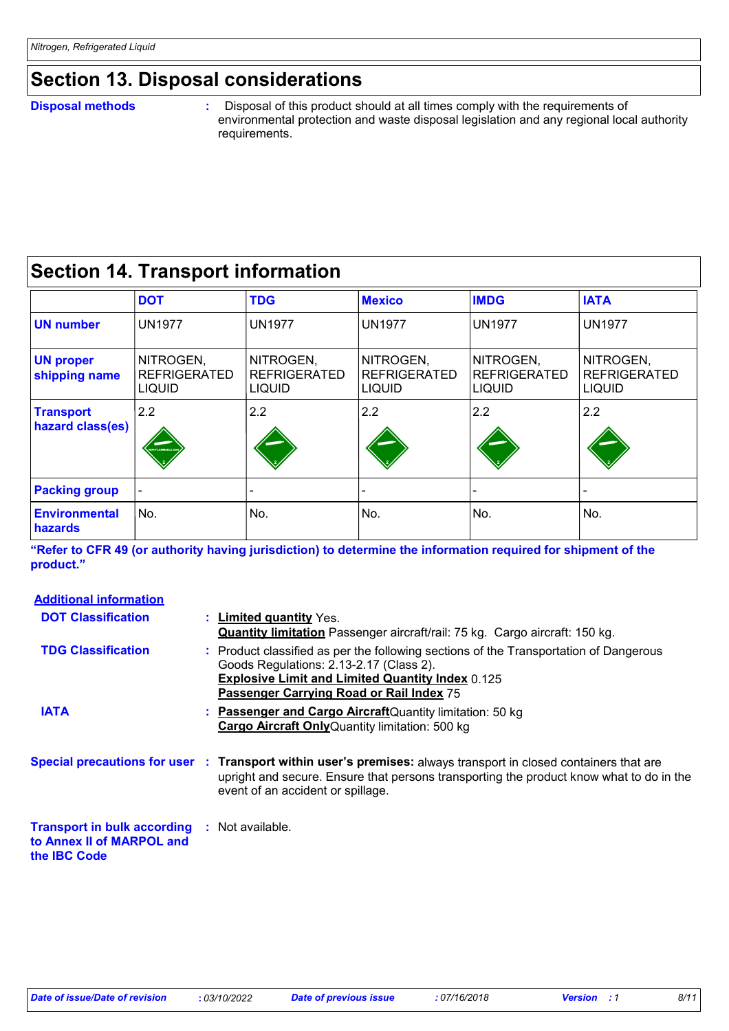## Section 13. Disposal considerations

**Disposal methods** : Disposal of this product should at all times comply with the requirements of environmental protection and waste disposal legislation and any regional local authority requirements.

## Section 14. Transport information

| | DOT | TDG | Mexico | IMDG | IATA |
|---|---|---|---|---|---|
| **UN number** | UN1977 | UN1977 | UN1977 | UN1977 | UN1977 |
| **UN proper shipping name** | NITROGEN, REFRIGERATED LIQUID | NITROGEN, REFRIGERATED LIQUID | NITROGEN, REFRIGERATED LIQUID | NITROGEN, REFRIGERATED LIQUID | NITROGEN, REFRIGERATED LIQUID |
| **Transport hazard class(es)** | 2.2 | 2.2 | 2.2 | 2.2 | 2.2 |
| **Packing group** | - | - | - | - | - |
| **Environmental hazards** | No. | No. | No. | No. | No. |

**"Refer to CFR 49 (or authority having jurisdiction) to determine the information required for shipment of the product."**

**Additional information**

**DOT Classification** : **Limited quantity** Yes.
**Quantity limitation** Passenger aircraft/rail: 75 kg. Cargo aircraft: 150 kg.

**TDG Classification** : Product classified as per the following sections of the Transportation of Dangerous Goods Regulations: 2.13-2.17 (Class 2).
**Explosive Limit and Limited Quantity Index** 0.125
**Passenger Carrying Road or Rail Index** 75

**IATA** : **Passenger and Cargo Aircraft** Quantity limitation: 50 kg
**Cargo Aircraft Only** Quantity limitation: 500 kg

**Special precautions for user** : **Transport within user's premises:** always transport in closed containers that are upright and secure. Ensure that persons transporting the product know what to do in the event of an accident or spillage.

**Transport in bulk according to Annex II of MARPOL and the IBC Code** : Not available.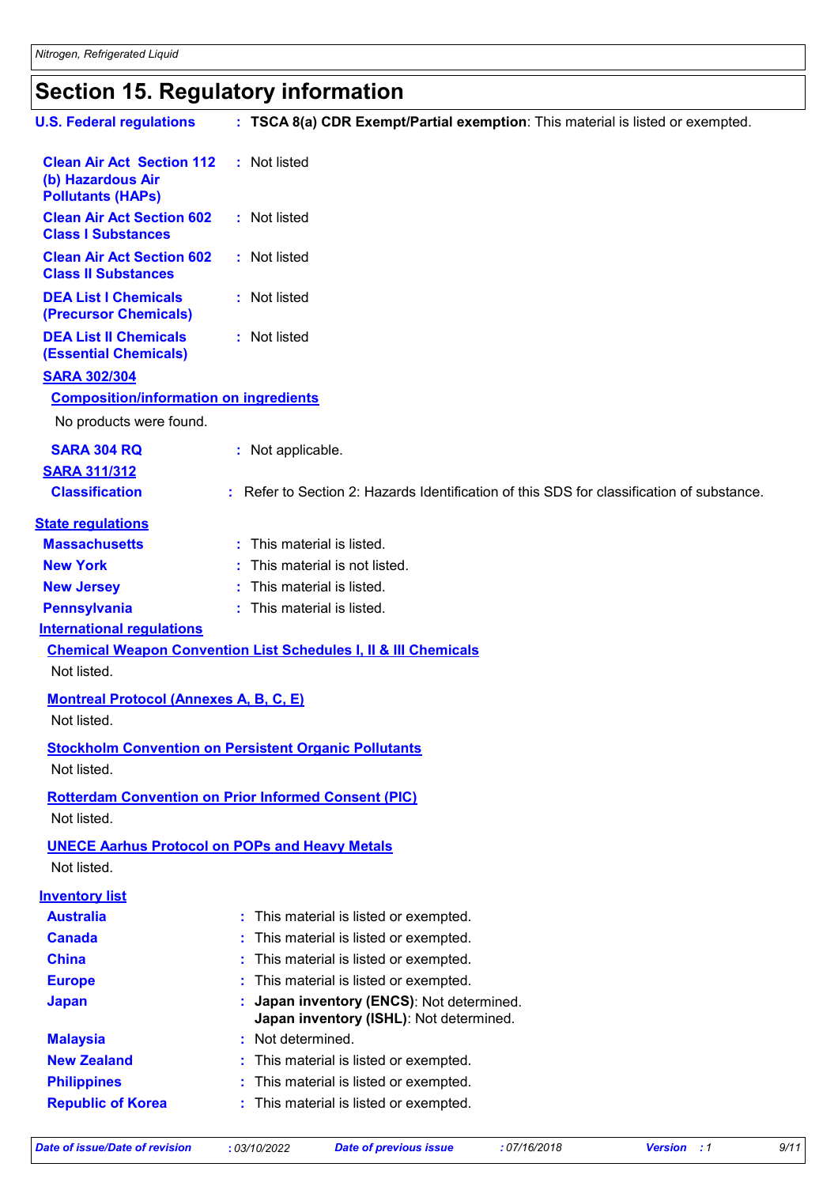## Section 15. Regulatory information

**U.S. Federal regulations** : **TSCA 8(a) CDR Exempt/Partial exemption**: This material is listed or exempted.

**Clean Air Act Section 112 (b) Hazardous Air Pollutants (HAPs)** : Not listed

**Clean Air Act Section 602 Class I Substances** : Not listed

**Clean Air Act Section 602 Class II Substances** : Not listed

**DEA List I Chemicals (Precursor Chemicals)** : Not listed

**DEA List II Chemicals (Essential Chemicals)** : Not listed

**SARA 302/304**

**Composition/information on ingredients**

No products were found.

**SARA 304 RQ** : Not applicable.

**SARA 311/312**

**Classification** : Refer to Section 2: Hazards Identification of this SDS for classification of substance.

**State regulations**

**Massachusetts** : This material is listed.

**New York** : This material is not listed.

**New Jersey** : This material is listed.

**Pennsylvania** : This material is listed.

**International regulations**

**Chemical Weapon Convention List Schedules I, II & III Chemicals**

Not listed.

**Montreal Protocol (Annexes A, B, C, E)**

Not listed.

**Stockholm Convention on Persistent Organic Pollutants**

Not listed.

**Rotterdam Convention on Prior Informed Consent (PIC)**

Not listed.

**UNECE Aarhus Protocol on POPs and Heavy Metals**

Not listed.

**Inventory list**

**Australia** : This material is listed or exempted.

**Canada** : This material is listed or exempted.

**China** : This material is listed or exempted.

**Europe** : This material is listed or exempted.

**Japan** : **Japan inventory (ENCS)**: Not determined.
**Japan inventory (ISHL)**: Not determined.

**Malaysia** : Not determined.

**New Zealand** : This material is listed or exempted.

**Philippines** : This material is listed or exempted.

**Republic of Korea** : This material is listed or exempted.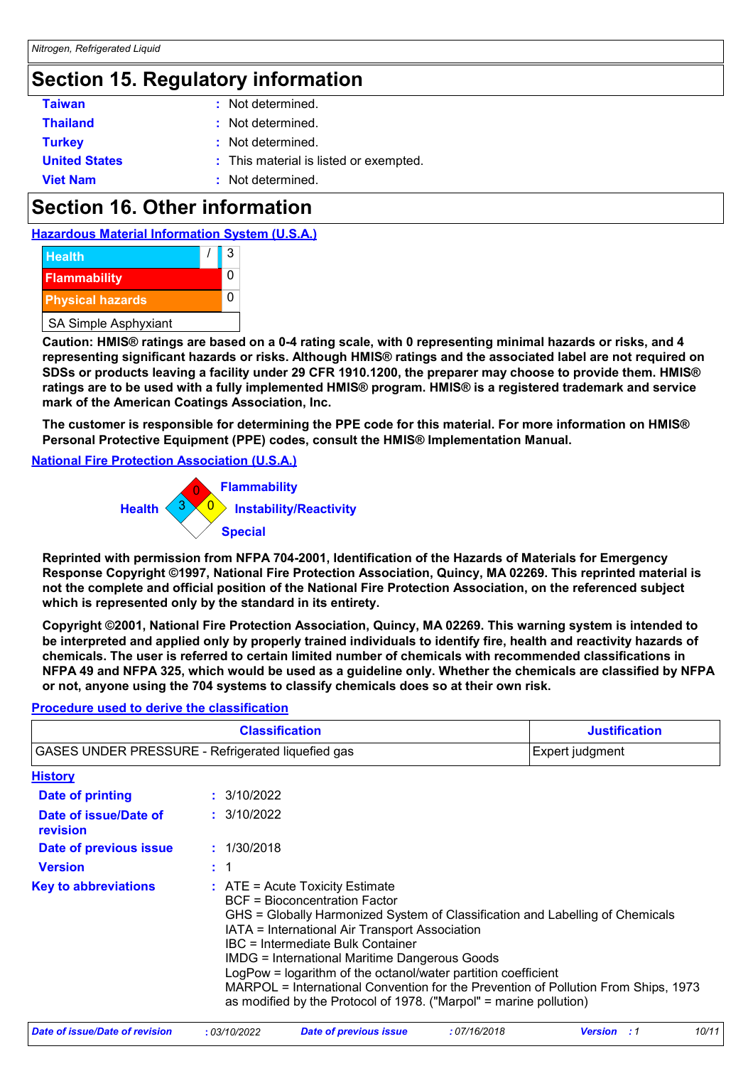## Section 15. Regulatory information

| | | |
|---|---|---|
| **Taiwan** | : | Not determined. |
| **Thailand** | : | Not determined. |
| **Turkey** | : | Not determined. |
| **United States** | : | This material is listed or exempted. |
| **Viet Nam** | : | Not determined. |

## Section 16. Other information

**Hazardous Material Information System (U.S.A.)**

| | | |
|---|---|---|
| Health | / | 3 |
| Flammability | | 0 |
| Physical hazards | | 0 |
| SA Simple Asphyxiant | | |

**Caution: HMIS® ratings are based on a 0-4 rating scale, with 0 representing minimal hazards or risks, and 4 representing significant hazards or risks. Although HMIS® ratings and the associated label are not required on SDSs or products leaving a facility under 29 CFR 1910.1200, the preparer may choose to provide them. HMIS® ratings are to be used with a fully implemented HMIS® program. HMIS® is a registered trademark and service mark of the American Coatings Association, Inc.**

**The customer is responsible for determining the PPE code for this material. For more information on HMIS® Personal Protective Equipment (PPE) codes, consult the HMIS® Implementation Manual.**

**National Fire Protection Association (U.S.A.)**

Health: 3
Flammability: 0
Instability/Reactivity: 0
Special:

**Reprinted with permission from NFPA 704-2001, Identification of the Hazards of Materials for Emergency Response Copyright ©1997, National Fire Protection Association, Quincy, MA 02269. This reprinted material is not the complete and official position of the National Fire Protection Association, on the referenced subject which is represented only by the standard in its entirety.**

**Copyright ©2001, National Fire Protection Association, Quincy, MA 02269. This warning system is intended to be interpreted and applied only by properly trained individuals to identify fire, health and reactivity hazards of chemicals. The user is referred to certain limited number of chemicals with recommended classifications in NFPA 49 and NFPA 325, which would be used as a guideline only. Whether the chemicals are classified by NFPA or not, anyone using the 704 systems to classify chemicals does so at their own risk.**

**Procedure used to derive the classification**

| Classification | Justification |
|---|---|
| GASES UNDER PRESSURE - Refrigerated liquefied gas | Expert judgment |

**History**

| | | |
|---|---|---|
| **Date of printing** | : | 3/10/2022 |
| **Date of issue/Date of revision** | : | 3/10/2022 |
| **Date of previous issue** | : | 1/30/2018 |
| **Version** | : | 1 |

**Key to abbreviations** :
ATE = Acute Toxicity Estimate
BCF = Bioconcentration Factor
GHS = Globally Harmonized System of Classification and Labelling of Chemicals
IATA = International Air Transport Association
IBC = Intermediate Bulk Container
IMDG = International Maritime Dangerous Goods
LogPow = logarithm of the octanol/water partition coefficient
MARPOL = International Convention for the Prevention of Pollution From Ships, 1973 as modified by the Protocol of 1978. ("Marpol" = marine pollution)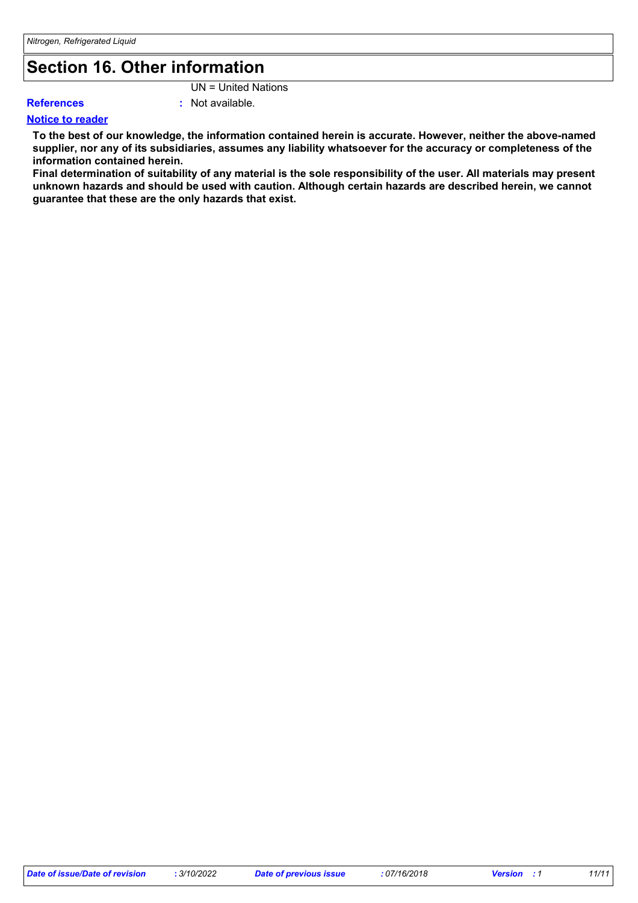## Section 16. Other information

UN = United Nations

**References** : Not available.

**Notice to reader**

**To the best of our knowledge, the information contained herein is accurate. However, neither the above-named supplier, nor any of its subsidiaries, assumes any liability whatsoever for the accuracy or completeness of the information contained herein.**

**Final determination of suitability of any material is the sole responsibility of the user. All materials may present unknown hazards and should be used with caution. Although certain hazards are described herein, we cannot guarantee that these are the only hazards that exist.**